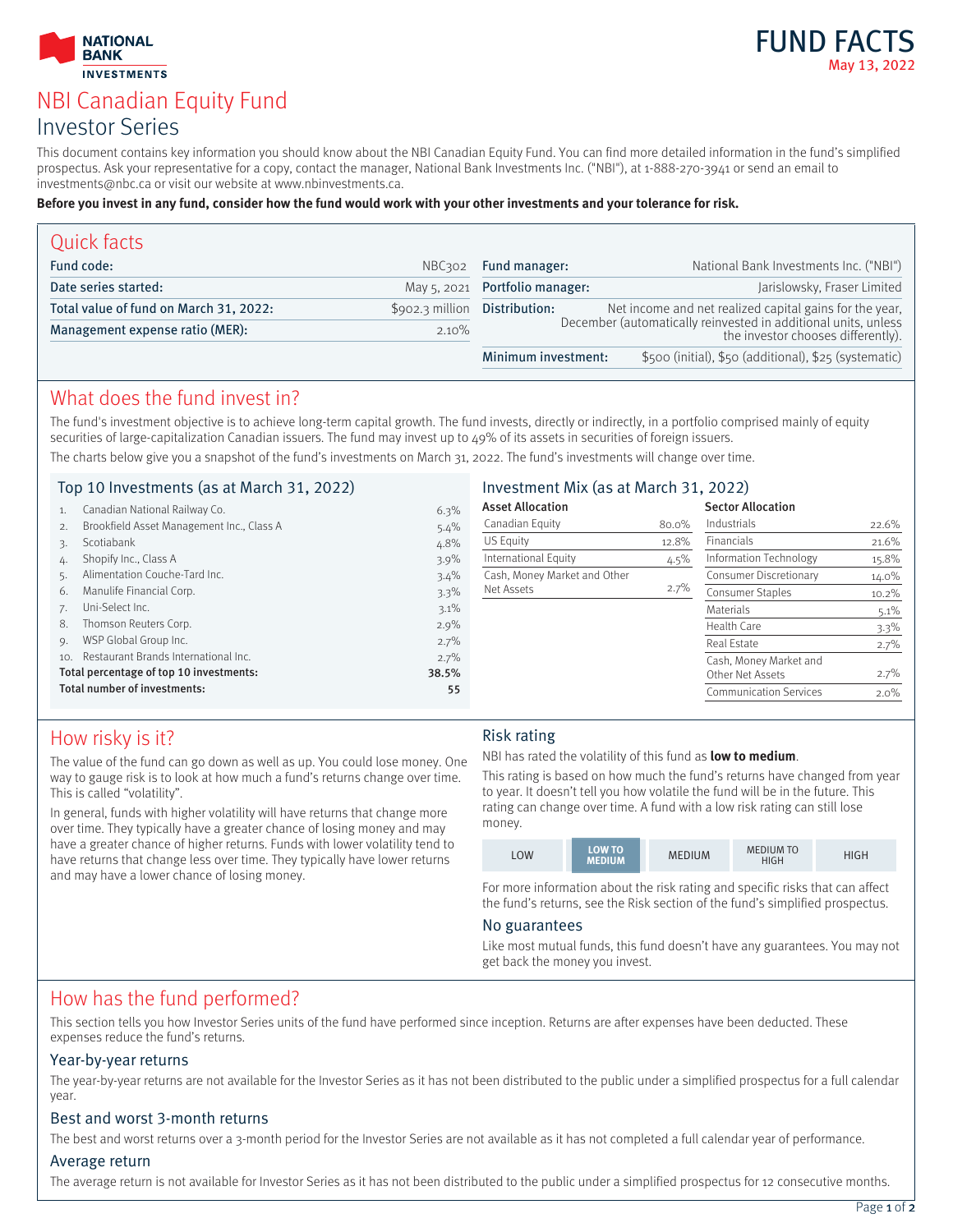NATIONAL BANK INVESTMENTS

# FUND FACTS

May 13, 2022

# NBI Canadian Equity Fund

## Investor Series

This document contains key information you should know about the NBI Canadian Equity Fund. You can find more detailed information in the fund's simplified prospectus. Ask your representative for a copy, contact the manager, National Bank Investments Inc. ("NBI"), at 1-888-270-3941 or send an email to investments@nbc.ca or visit our website at www.nbinvestments.ca.

**Before you invest in any fund, consider how the fund would work with your other investments and your tolerance for risk.**

## Quick facts

| | | | |
|---|---|---|---|
| Fund code: | NBC302 | Fund manager: | National Bank Investments Inc. ("NBI") |
| Date series started: | May 5, 2021 | Portfolio manager: | Jarislowsky, Fraser Limited |
| Total value of fund on March 31, 2022: | $902.3 million | Distribution: | Net income and net realized capital gains for the year, December (automatically reinvested in additional units, unless the investor chooses differently). |
| Management expense ratio (MER): | 2.10% | | |
| | | Minimum investment: | $500 (initial), $50 (additional), $25 (systematic) |

## What does the fund invest in?

The fund's investment objective is to achieve long-term capital growth. The fund invests, directly or indirectly, in a portfolio comprised mainly of equity securities of large-capitalization Canadian issuers. The fund may invest up to 49% of its assets in securities of foreign issuers.

The charts below give you a snapshot of the fund's investments on March 31, 2022. The fund's investments will change over time.

### Top 10 Investments (as at March 31, 2022)

| | | |
|---|---|---|
| 1. | Canadian National Railway Co. | 6.3% |
| 2. | Brookfield Asset Management Inc., Class A | 5.4% |
| 3. | Scotiabank | 4.8% |
| 4. | Shopify Inc., Class A | 3.9% |
| 5. | Alimentation Couche-Tard Inc. | 3.4% |
| 6. | Manulife Financial Corp. | 3.3% |
| 7. | Uni-Select Inc. | 3.1% |
| 8. | Thomson Reuters Corp. | 2.9% |
| 9. | WSP Global Group Inc. | 2.7% |
| 10. | Restaurant Brands International Inc. | 2.7% |
| **Total percentage of top 10 investments:** | | **38.5%** |
| **Total number of investments:** | | **55** |

### Investment Mix (as at March 31, 2022)

**Asset Allocation**

| | |
|---|---|
| Canadian Equity | 80.0% |
| US Equity | 12.8% |
| International Equity | 4.5% |
| Cash, Money Market and Other Net Assets | 2.7% |

**Sector Allocation**

| | |
|---|---|
| Industrials | 22.6% |
| Financials | 21.6% |
| Information Technology | 15.8% |
| Consumer Discretionary | 14.0% |
| Consumer Staples | 10.2% |
| Materials | 5.1% |
| Health Care | 3.3% |
| Real Estate | 2.7% |
| Cash, Money Market and Other Net Assets | 2.7% |
| Communication Services | 2.0% |

## How risky is it?

The value of the fund can go down as well as up. You could lose money. One way to gauge risk is to look at how much a fund's returns change over time. This is called "volatility".

In general, funds with higher volatility will have returns that change more over time. They typically have a greater chance of losing money and may have a greater chance of higher returns. Funds with lower volatility tend to have returns that change less over time. They typically have lower returns and may have a lower chance of losing money.

### Risk rating

NBI has rated the volatility of this fund as **low to medium**.

This rating is based on how much the fund's returns have changed from year to year. It doesn't tell you how volatile the fund will be in the future. This rating can change over time. A fund with a low risk rating can still lose money.

| LOW | **LOW TO MEDIUM** | MEDIUM | MEDIUM TO HIGH | HIGH |
|---|---|---|---|---|

For more information about the risk rating and specific risks that can affect the fund's returns, see the Risk section of the fund's simplified prospectus.

### No guarantees

Like most mutual funds, this fund doesn't have any guarantees. You may not get back the money you invest.

## How has the fund performed?

This section tells you how Investor Series units of the fund have performed since inception. Returns are after expenses have been deducted. These expenses reduce the fund's returns.

### Year-by-year returns

The year-by-year returns are not available for the Investor Series as it has not been distributed to the public under a simplified prospectus for a full calendar year.

### Best and worst 3-month returns

The best and worst returns over a 3-month period for the Investor Series are not available as it has not completed a full calendar year of performance.

### Average return

The average return is not available for Investor Series as it has not been distributed to the public under a simplified prospectus for 12 consecutive months.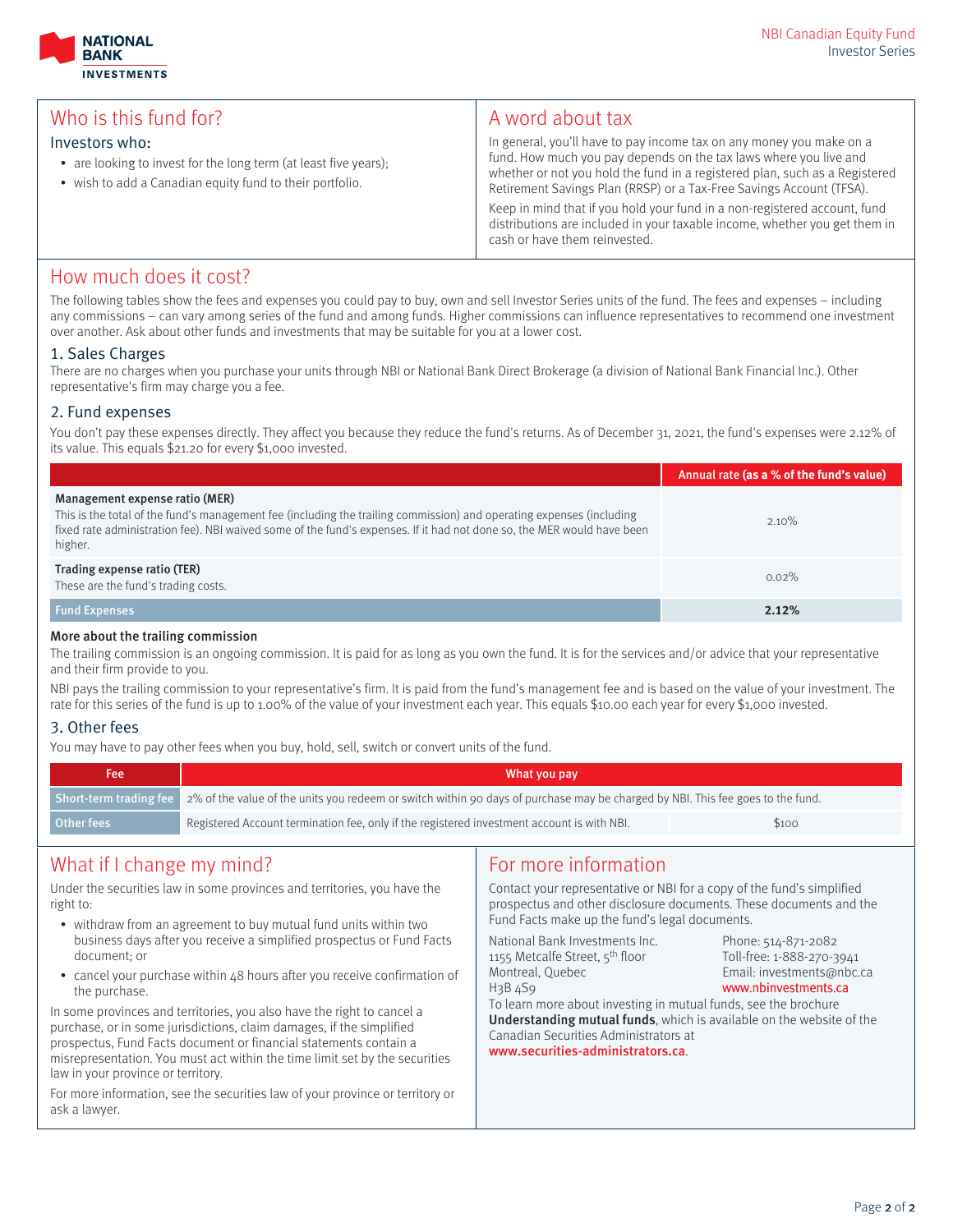## Who is this fund for?

Investors who:

- are looking to invest for the long term (at least five years);
- wish to add a Canadian equity fund to their portfolio.

## A word about tax

In general, you'll have to pay income tax on any money you make on a fund. How much you pay depends on the tax laws where you live and whether or not you hold the fund in a registered plan, such as a Registered Retirement Savings Plan (RRSP) or a Tax-Free Savings Account (TFSA).

Keep in mind that if you hold your fund in a non-registered account, fund distributions are included in your taxable income, whether you get them in cash or have them reinvested.

## How much does it cost?

The following tables show the fees and expenses you could pay to buy, own and sell Investor Series units of the fund. The fees and expenses – including any commissions – can vary among series of the fund and among funds. Higher commissions can influence representatives to recommend one investment over another. Ask about other funds and investments that may be suitable for you at a lower cost.

### 1. Sales Charges

There are no charges when you purchase your units through NBI or National Bank Direct Brokerage (a division of National Bank Financial Inc.). Other representative's firm may charge you a fee.

### 2. Fund expenses

You don't pay these expenses directly. They affect you because they reduce the fund's returns. As of December 31, 2021, the fund's expenses were 2.12% of its value. This equals $21.20 for every $1,000 invested.

| | Annual rate (as a % of the fund's value) |
|---|---|
| **Management expense ratio (MER)**<br>This is the total of the fund's management fee (including the trailing commission) and operating expenses (including fixed rate administration fee). NBI waived some of the fund's expenses. If it had not done so, the MER would have been higher. | 2.10% |
| **Trading expense ratio (TER)**<br>These are the fund's trading costs. | 0.02% |
| **Fund Expenses** | **2.12%** |

#### More about the trailing commission

The trailing commission is an ongoing commission. It is paid for as long as you own the fund. It is for the services and/or advice that your representative and their firm provide to you.

NBI pays the trailing commission to your representative's firm. It is paid from the fund's management fee and is based on the value of your investment. The rate for this series of the fund is up to 1.00% of the value of your investment each year. This equals $10.00 each year for every $1,000 invested.

### 3. Other fees

You may have to pay other fees when you buy, hold, sell, switch or convert units of the fund.

| Fee | What you pay | |
|---|---|---|
| Short-term trading fee | 2% of the value of the units you redeem or switch within 90 days of purchase may be charged by NBI. This fee goes to the fund. | |
| Other fees | Registered Account termination fee, only if the registered investment account is with NBI. | $100 |

## What if I change my mind?

Under the securities law in some provinces and territories, you have the right to:

- withdraw from an agreement to buy mutual fund units within two business days after you receive a simplified prospectus or Fund Facts document; or
- cancel your purchase within 48 hours after you receive confirmation of the purchase.

In some provinces and territories, you also have the right to cancel a purchase, or in some jurisdictions, claim damages, if the simplified prospectus, Fund Facts document or financial statements contain a misrepresentation. You must act within the time limit set by the securities law in your province or territory.

For more information, see the securities law of your province or territory or ask a lawyer.

## For more information

Contact your representative or NBI for a copy of the fund's simplified prospectus and other disclosure documents. These documents and the Fund Facts make up the fund's legal documents.

National Bank Investments Inc.
1155 Metcalfe Street, 5th floor
Montreal, Quebec
H3B 4S9

Phone: 514-871-2082
Toll-free: 1-888-270-3941
Email: investments@nbc.ca
www.nbinvestments.ca

To learn more about investing in mutual funds, see the brochure **Understanding mutual funds**, which is available on the website of the Canadian Securities Administrators at www.securities-administrators.ca.